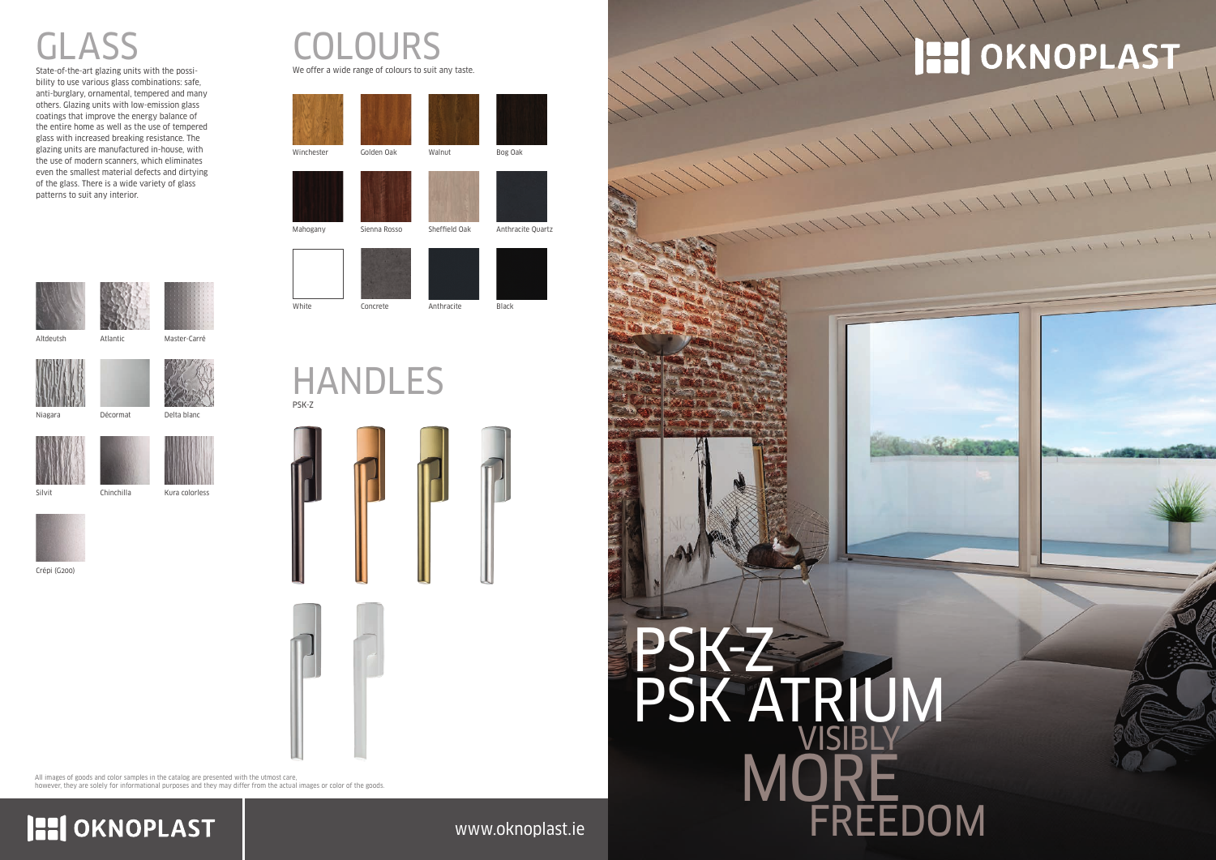# GLASS

State-of-the-art glazing units with the possibility to use various glass combinations: safe, anti-burglary, ornamental, tempered and many others. Glazing units with low-emission glass coatings that improve the energy balance of the entire home as well as the use of tempered glass with increased breaking resistance. The glazing units are manufactured in-house, with the use of modern scanners, which eliminates even the smallest material defects and dirtying of the glass. There is a wide variety of glass patterns to suit any interior.

Altdeutsh

Atlantic

Master-Carré

Niagara

Décormat

Delta blanc

Silvit

Chinchilla

Kura colorless

Crépi (G200)

# COLOURS

We offer a wide range of colours to suit any taste.

Winchester

Golden Oak

Walnut

Bog Oak

Mahogany

Sienna Rosso

Sheffield Oak

Anthracite Quartz

White

Concrete

Anthracite

Black

# HANDLES

PSK-Z

All images of goods and color samples in the catalog are presented with the utmost care, however, they are solely for informational purposes and they may differ from the actual images or color of the goods.

OKNOPLAST

www.oknoplast.ie

OKNOPLAST

# PSK-Z
# PSK ATRIUM

VISIBLY
MORE
FREEDOM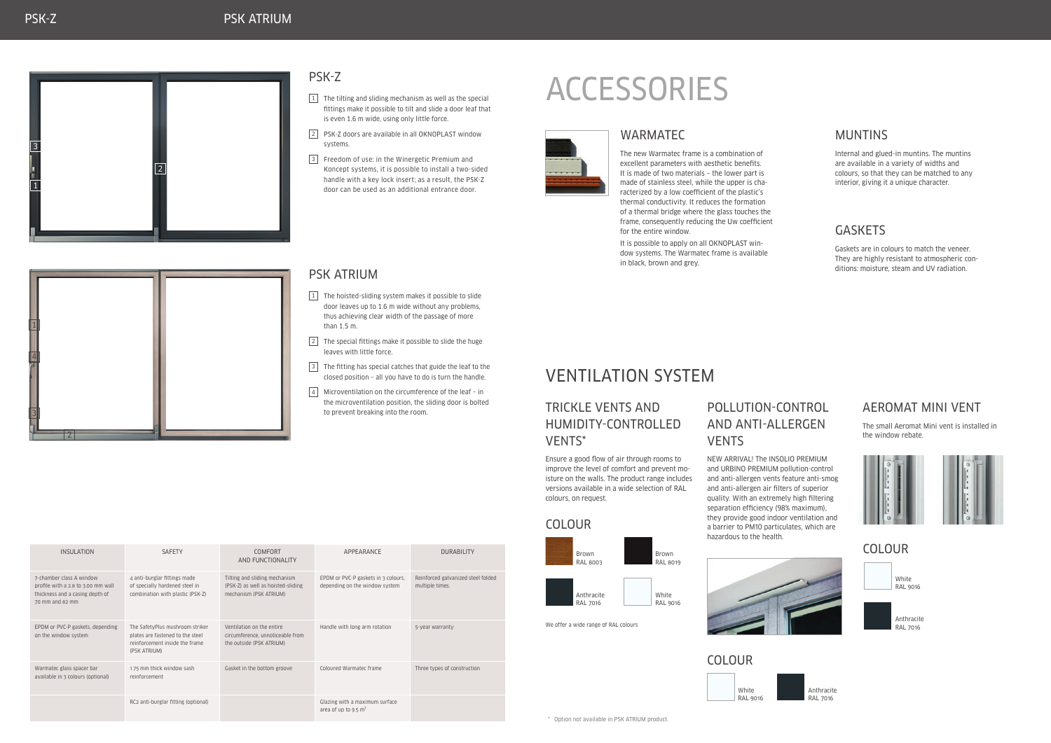## PSK-Z

1. The tilting and sliding mechanism as well as the special fittings make it possible to tilt and slide a door leaf that is even 1.6 m wide, using only little force.
2. PSK-Z doors are available in all OKNOPLAST window systems.
3. Freedom of use: in the Winergetic Premium and Koncept systems, it is possible to install a two-sided handle with a key lock insert; as a result, the PSK-Z door can be used as an additional entrance door.

## PSK ATRIUM

1. The hoisted-sliding system makes it possible to slide door leaves up to 1.6 m wide without any problems, thus achieving clear width of the passage of more than 1.5 m.
2. The special fittings make it possible to slide the huge leaves with little force.
3. The fitting has special catches that guide the leaf to the closed position – all you have to do is turn the handle.
4. Microventilation on the circumference of the leaf – in the microventilation position, the sliding door is bolted to prevent breaking into the room.

| INSULATION | SAFETY | COMFORT AND FUNCTIONALITY | APPEARANCE | DURABILITY |
|---|---|---|---|---|
| 7-chamber class A window profile with a 2.8 to 3.00 mm wall thickness and a casing depth of 70 mm and 82 mm | 4 anti-burglar fittings made of specially hardened steel in combination with plastic (PSK-Z) | Tilting and sliding mechanism (PSK-Z) as well as hoisted-sliding mechanism (PSK ATRIUM) | EPDM or PVC-P gaskets in 3 colours, depending on the window system | Reinforced galvanized steel folded multiple times. |
| EPDM or PVC-P gaskets, depending on the window system | The SafetyPlus mushroom striker plates are fastened to the steel reinforcement inside the frame (PSK ATRIUM) | Ventilation on the entire circumference, unnoticeable from the outside (PSK ATRIUM) | Handle with long arm rotation | 5-year warranty |
| Warmatec glass spacer bar available in 3 colours (optional) | 1.75 mm thick window sash reinforcement | Gasket in the bottom groove | Coloured Warmatec frame | Three types of construction |
| | RC2 anti-burglar fitting (optional) | | Glazing with a maximum surface area of up to 9.5 m² | |

# ACCESSORIES

## WARMATEC

The new Warmatec frame is a combination of excellent parameters with aesthetic benefits. It is made of two materials – the lower part is made of stainless steel, while the upper is characterized by a low coefficient of the plastic's thermal conductivity. It reduces the formation of a thermal bridge where the glass touches the frame, consequently reducing the Uw coefficient for the entire window.

It is possible to apply on all OKNOPLAST window systems. The Warmatec frame is available in black, brown and grey.

## MUNTINS

Internal and glued-in muntins. The muntins are available in a variety of widths and colours, so that they can be matched to any interior, giving it a unique character.

## GASKETS

Gaskets are in colours to match the veneer. They are highly resistant to atmospheric conditions: moisture, steam and UV radiation.

# VENTILATION SYSTEM

## TRICKLE VENTS AND HUMIDITY-CONTROLLED VENTS*

Ensure a good flow of air through rooms to improve the level of comfort and prevent moisture on the walls. The product range includes versions available in a wide selection of RAL colours, on request.

### COLOUR

Brown RAL 8003
Brown RAL 8019
Anthracite RAL 7016
White RAL 9016

We offer a wide range of RAL colours

## POLLUTION-CONTROL AND ANTI-ALLERGEN VENTS

NEW ARRIVAL! The INSOLIO PREMIUM and URBINO PREMIUM pollution-control and anti-allergen vents feature anti-smog and anti-allergen air filters of superior quality. With an extremely high filtering separation efficiency (98% maximum), they provide good indoor ventilation and a barrier to PM10 particulates, which are hazardous to the health.

### COLOUR

White RAL 9016
Anthracite RAL 7016

## AEROMAT MINI VENT

The small Aeromat Mini vent is installed in the window rebate.

### COLOUR

White RAL 9016
Anthracite RAL 7016

\* Option not available in PSK ATRIUM product.